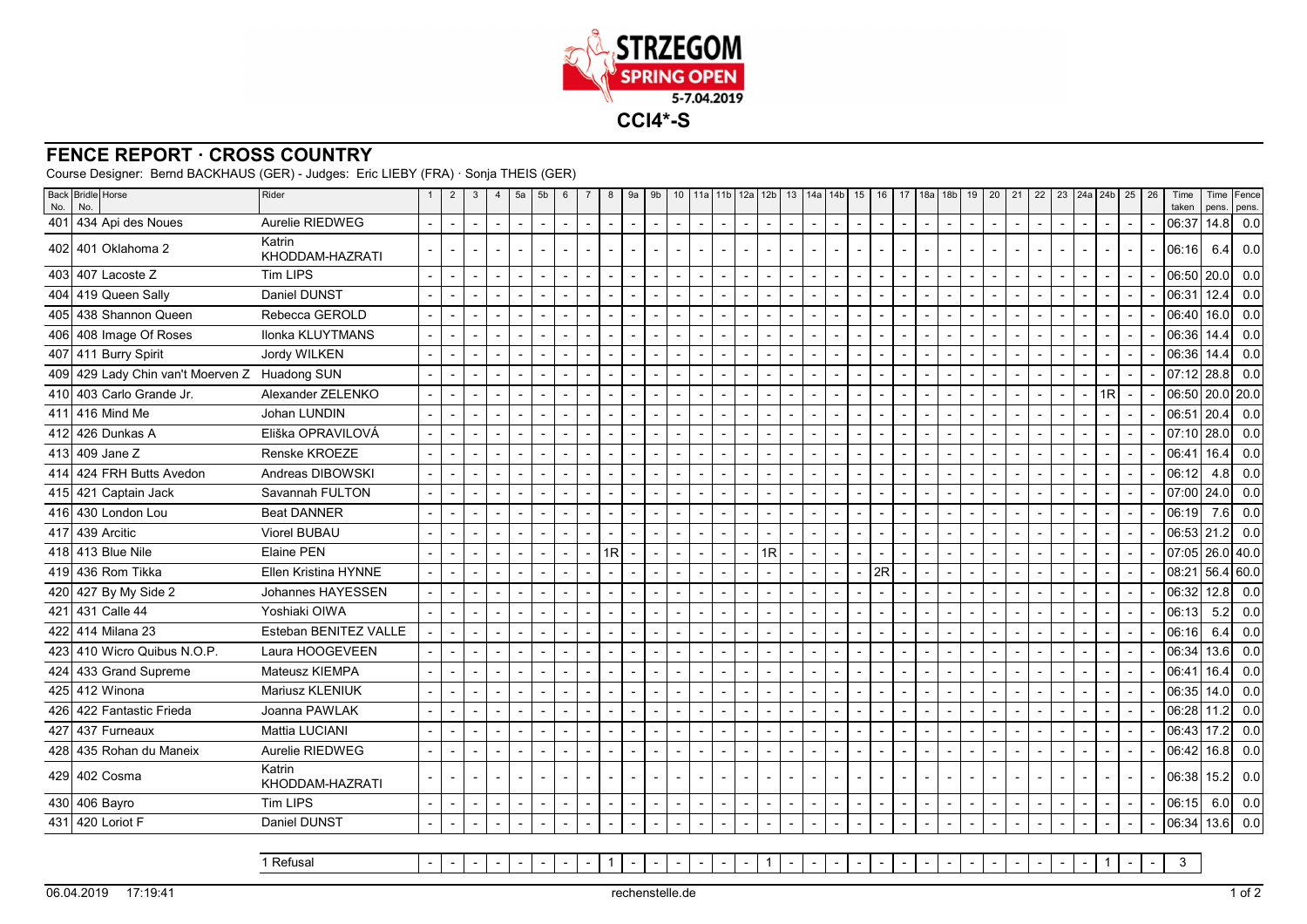# STRZEGOM SPRING OPEN

5-7.04.2019

**CCI4*-S**

## FENCE REPORT · CROSS COUNTRY

Course Designer: Bernd BACKHAUS (GER) - Judges: Eric LIEBY (FRA) · Sonja THEIS (GER)

| Back No. | Bridle No. | Horse | Rider | 1 | 2 | 3 | 4 | 5a | 5b | 6 | 7 | 8 | 9a | 9b | 10 | 11a | 11b | 12a | 12b | 13 | 14a | 14b | 15 | 16 | 17 | 18a | 18b | 19 | 20 | 21 | 22 | 23 | 24a | 24b | 25 | 26 | Time taken | Time pens. | Fence pens. |
|---|---|---|---|---|---|---|---|---|---|---|---|---|---|---|---|---|---|---|---|---|---|---|---|---|---|---|---|---|---|---|---|---|---|---|---|---|---|---|---|
| 401 | 434 | Api des Noues | Aurelie RIEDWEG | - | - | - | - | - | - | - | - | - | - | - | - | - | - | - | - | - | - | - | - | - | - | - | - | - | - | - | - | - | - | - | - | - | 06:37 | 14.8 | 0.0 |
| 402 | 401 | Oklahoma 2 | Katrin KHODDAM-HAZRATI | - | - | - | - | - | - | - | - | - | - | - | - | - | - | - | - | - | - | - | - | - | - | - | - | - | - | - | - | - | - | - | - | - | 06:16 | 6.4 | 0.0 |
| 403 | 407 | Lacoste Z | Tim LIPS | - | - | - | - | - | - | - | - | - | - | - | - | - | - | - | - | - | - | - | - | - | - | - | - | - | - | - | - | - | - | - | - | - | 06:50 | 20.0 | 0.0 |
| 404 | 419 | Queen Sally | Daniel DUNST | - | - | - | - | - | - | - | - | - | - | - | - | - | - | - | - | - | - | - | - | - | - | - | - | - | - | - | - | - | - | - | - | - | 06:31 | 12.4 | 0.0 |
| 405 | 438 | Shannon Queen | Rebecca GEROLD | - | - | - | - | - | - | - | - | - | - | - | - | - | - | - | - | - | - | - | - | - | - | - | - | - | - | - | - | - | - | - | - | - | 06:40 | 16.0 | 0.0 |
| 406 | 408 | Image Of Roses | Ilonka KLUYTMANS | - | - | - | - | - | - | - | - | - | - | - | - | - | - | - | - | - | - | - | - | - | - | - | - | - | - | - | - | - | - | - | - | - | 06:36 | 14.4 | 0.0 |
| 407 | 411 | Burry Spirit | Jordy WILKEN | - | - | - | - | - | - | - | - | - | - | - | - | - | - | - | - | - | - | - | - | - | - | - | - | - | - | - | - | - | - | - | - | - | 06:36 | 14.4 | 0.0 |
| 409 | 429 | Lady Chin van't Moerven Z | Huadong SUN | - | - | - | - | - | - | - | - | - | - | - | - | - | - | - | - | - | - | - | - | - | - | - | - | - | - | - | - | - | - | - | - | - | 07:12 | 28.8 | 0.0 |
| 410 | 403 | Carlo Grande Jr. | Alexander ZELENKO | - | - | - | - | - | - | - | - | - | - | - | - | - | - | - | - | - | - | - | - | - | - | - | - | - | - | - | - | - | - | 1R | - | - | 06:50 | 20.0 | 20.0 |
| 411 | 416 | Mind Me | Johan LUNDIN | - | - | - | - | - | - | - | - | - | - | - | - | - | - | - | - | - | - | - | - | - | - | - | - | - | - | - | - | - | - | - | - | - | 06:51 | 20.4 | 0.0 |
| 412 | 426 | Dunkas A | Eliška OPRAVILOVÁ | - | - | - | - | - | - | - | - | - | - | - | - | - | - | - | - | - | - | - | - | - | - | - | - | - | - | - | - | - | - | - | - | - | 07:10 | 28.0 | 0.0 |
| 413 | 409 | Jane Z | Renske KROEZE | - | - | - | - | - | - | - | - | - | - | - | - | - | - | - | - | - | - | - | - | - | - | - | - | - | - | - | - | - | - | - | - | - | 06:41 | 16.4 | 0.0 |
| 414 | 424 | FRH Butts Avedon | Andreas DIBOWSKI | - | - | - | - | - | - | - | - | - | - | - | - | - | - | - | - | - | - | - | - | - | - | - | - | - | - | - | - | - | - | - | - | - | 06:12 | 4.8 | 0.0 |
| 415 | 421 | Captain Jack | Savannah FULTON | - | - | - | - | - | - | - | - | - | - | - | - | - | - | - | - | - | - | - | - | - | - | - | - | - | - | - | - | - | - | - | - | - | 07:00 | 24.0 | 0.0 |
| 416 | 430 | London Lou | Beat DANNER | - | - | - | - | - | - | - | - | - | - | - | - | - | - | - | - | - | - | - | - | - | - | - | - | - | - | - | - | - | - | - | - | - | 06:19 | 7.6 | 0.0 |
| 417 | 439 | Arcitic | Viorel BUBAU | - | - | - | - | - | - | - | - | - | - | - | - | - | - | - | - | - | - | - | - | - | - | - | - | - | - | - | - | - | - | - | - | - | 06:53 | 21.2 | 0.0 |
| 418 | 413 | Blue Nile | Elaine PEN | - | - | - | - | - | - | - | - | 1R | - | - | - | - | - | - | 1R | - | - | - | - | - | - | - | - | - | - | - | - | - | - | - | - | - | 07:05 | 26.0 | 40.0 |
| 419 | 436 | Rom Tikka | Ellen Kristina HYNNE | - | - | - | - | - | - | - | - | - | - | - | - | - | - | - | - | - | - | - | - | 2R | - | - | - | - | - | - | - | - | - | - | - | - | 08:21 | 56.4 | 60.0 |
| 420 | 427 | By My Side 2 | Johannes HAYESSEN | - | - | - | - | - | - | - | - | - | - | - | - | - | - | - | - | - | - | - | - | - | - | - | - | - | - | - | - | - | - | - | - | - | 06:32 | 12.8 | 0.0 |
| 421 | 431 | Calle 44 | Yoshiaki OIWA | - | - | - | - | - | - | - | - | - | - | - | - | - | - | - | - | - | - | - | - | - | - | - | - | - | - | - | - | - | - | - | - | - | 06:13 | 5.2 | 0.0 |
| 422 | 414 | Milana 23 | Esteban BENITEZ VALLE | - | - | - | - | - | - | - | - | - | - | - | - | - | - | - | - | - | - | - | - | - | - | - | - | - | - | - | - | - | - | - | - | - | 06:16 | 6.4 | 0.0 |
| 423 | 410 | Wicro Quibus N.O.P. | Laura HOOGEVEEN | - | - | - | - | - | - | - | - | - | - | - | - | - | - | - | - | - | - | - | - | - | - | - | - | - | - | - | - | - | - | - | - | - | 06:34 | 13.6 | 0.0 |
| 424 | 433 | Grand Supreme | Mateusz KIEMPA | - | - | - | - | - | - | - | - | - | - | - | - | - | - | - | - | - | - | - | - | - | - | - | - | - | - | - | - | - | - | - | - | - | 06:41 | 16.4 | 0.0 |
| 425 | 412 | Winona | Mariusz KLENIUK | - | - | - | - | - | - | - | - | - | - | - | - | - | - | - | - | - | - | - | - | - | - | - | - | - | - | - | - | - | - | - | - | - | 06:35 | 14.0 | 0.0 |
| 426 | 422 | Fantastic Frieda | Joanna PAWLAK | - | - | - | - | - | - | - | - | - | - | - | - | - | - | - | - | - | - | - | - | - | - | - | - | - | - | - | - | - | - | - | - | - | 06:28 | 11.2 | 0.0 |
| 427 | 437 | Furneaux | Mattia LUCIANI | - | - | - | - | - | - | - | - | - | - | - | - | - | - | - | - | - | - | - | - | - | - | - | - | - | - | - | - | - | - | - | - | - | 06:43 | 17.2 | 0.0 |
| 428 | 435 | Rohan du Maneix | Aurelie RIEDWEG | - | - | - | - | - | - | - | - | - | - | - | - | - | - | - | - | - | - | - | - | - | - | - | - | - | - | - | - | - | - | - | - | - | 06:42 | 16.8 | 0.0 |
| 429 | 402 | Cosma | Katrin KHODDAM-HAZRATI | - | - | - | - | - | - | - | - | - | - | - | - | - | - | - | - | - | - | - | - | - | - | - | - | - | - | - | - | - | - | - | - | - | 06:38 | 15.2 | 0.0 |
| 430 | 406 | Bayro | Tim LIPS | - | - | - | - | - | - | - | - | - | - | - | - | - | - | - | - | - | - | - | - | - | - | - | - | - | - | - | - | - | - | - | - | - | 06:15 | 6.0 | 0.0 |
| 431 | 420 | Loriot F | Daniel DUNST | - | - | - | - | - | - | - | - | - | - | - | - | - | - | - | - | - | - | - | - | - | - | - | - | - | - | - | - | - | - | - | - | - | 06:34 | 13.6 | 0.0 |
| | | | 1 Refusal | - | - | - | - | - | - | - | - | 1 | - | - | - | - | - | - | 1 | - | - | - | - | - | - | - | - | - | - | - | - | - | - | 1 | - | - | 3 | | |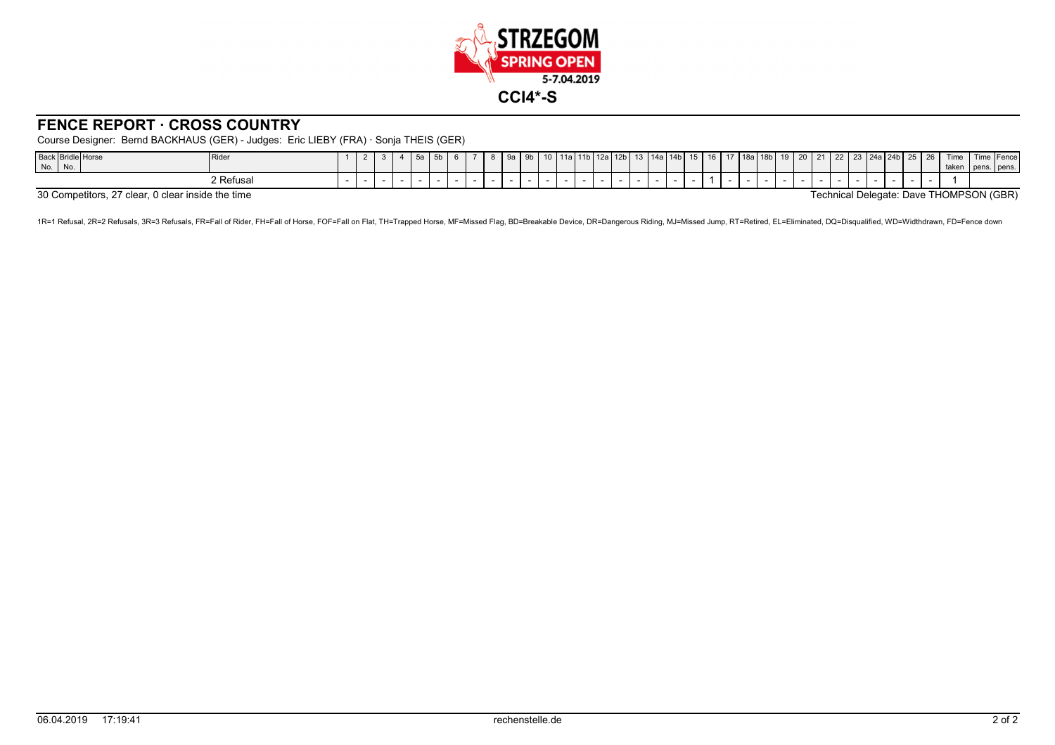**STRZEGOM SPRING OPEN**
5-7.04.2019

**CCI4\*-S**

## FENCE REPORT · CROSS COUNTRY

Course Designer: Bernd BACKHAUS (GER) - Judges: Eric LIEBY (FRA) · Sonja THEIS (GER)

| Back No. | Bridle No. | Horse | Rider | 1 | 2 | 3 | 4 | 5a | 5b | 6 | 7 | 8 | 9a | 9b | 10 | 11a | 11b | 12a | 12b | 13 | 14a | 14b | 15 | 16 | 17 | 18a | 18b | 19 | 20 | 21 | 22 | 23 | 24a | 24b | 25 | 26 | Time taken | Time pens. | Fence pens. |
|---|---|---|---|---|---|---|---|---|---|---|---|---|---|---|---|---|---|---|---|---|---|---|---|---|---|---|---|---|---|---|---|---|---|---|---|---|---|---|---|
| | | | 2 Refusal | - | - | - | - | - | - | - | - | - | - | - | - | - | - | - | - | - | - | - | - | 1 | - | - | - | - | - | - | - | - | - | - | - | - | 1 | | |

30 Competitors, 27 clear, 0 clear inside the time

Technical Delegate: Dave THOMPSON (GBR)

1R=1 Refusal, 2R=2 Refusals, 3R=3 Refusals, FR=Fall of Rider, FH=Fall of Horse, FOF=Fall on Flat, TH=Trapped Horse, MF=Missed Flag, BD=Breakable Device, DR=Dangerous Riding, MJ=Missed Jump, RT=Retired, EL=Eliminated, DQ=Disqualified, WD=Widthdrawn, FD=Fence down

06.04.2019 17:19:41 rechenstelle.de